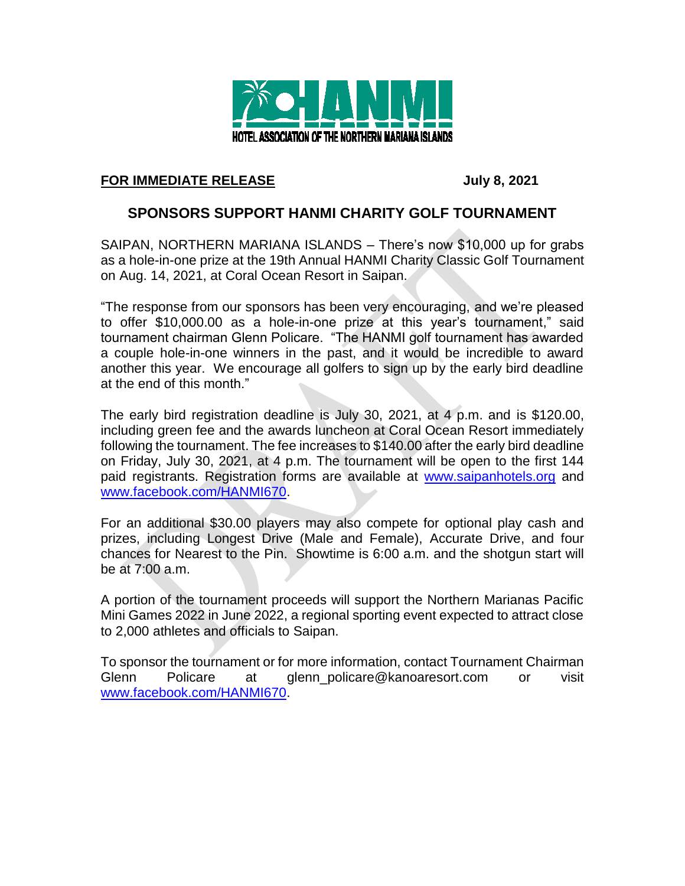HANMI

HOTEL ASSOCIATION OF THE NORTHERN MARIANA ISLANDS

**FOR IMMEDIATE RELEASE** **July 8, 2021**

## SPONSORS SUPPORT HANMI CHARITY GOLF TOURNAMENT

SAIPAN, NORTHERN MARIANA ISLANDS – There's now $10,000 up for grabs as a hole-in-one prize at the 19th Annual HANMI Charity Classic Golf Tournament on Aug. 14, 2021, at Coral Ocean Resort in Saipan.

"The response from our sponsors has been very encouraging, and we're pleased to offer $10,000.00 as a hole-in-one prize at this year's tournament," said tournament chairman Glenn Policare. "The HANMI golf tournament has awarded a couple hole-in-one winners in the past, and it would be incredible to award another this year. We encourage all golfers to sign up by the early bird deadline at the end of this month."

The early bird registration deadline is July 30, 2021, at 4 p.m. and is $120.00, including green fee and the awards luncheon at Coral Ocean Resort immediately following the tournament. The fee increases to $140.00 after the early bird deadline on Friday, July 30, 2021, at 4 p.m. The tournament will be open to the first 144 paid registrants. Registration forms are available at www.saipanhotels.org and www.facebook.com/HANMI670.

For an additional $30.00 players may also compete for optional play cash and prizes, including Longest Drive (Male and Female), Accurate Drive, and four chances for Nearest to the Pin. Showtime is 6:00 a.m. and the shotgun start will be at 7:00 a.m.

A portion of the tournament proceeds will support the Northern Marianas Pacific Mini Games 2022 in June 2022, a regional sporting event expected to attract close to 2,000 athletes and officials to Saipan.

To sponsor the tournament or for more information, contact Tournament Chairman Glenn Policare at glenn_policare@kanoaresort.com or visit www.facebook.com/HANMI670.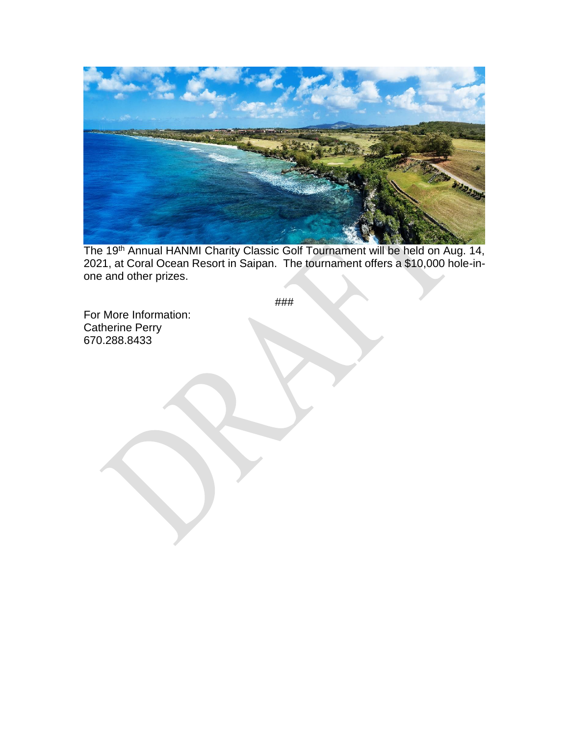The 19th Annual HANMI Charity Classic Golf Tournament will be held on Aug. 14, 2021, at Coral Ocean Resort in Saipan. The tournament offers a $10,000 hole-in-one and other prizes.

###

For More Information:
Catherine Perry
670.288.8433